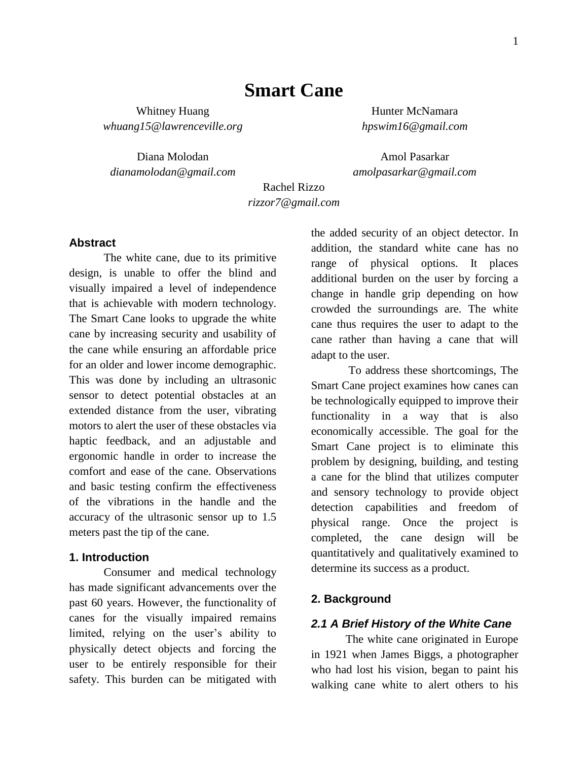# Smart Cane

Whitney Huang
*whuang15@lawrenceville.org*

Hunter McNamara
*hpswim16@gmail.com*

Diana Molodan
*dianamolodan@gmail.com*

Amol Pasarkar
*amolpasarkar@gmail.com*

Rachel Rizzo
*rizzor7@gmail.com*

## Abstract

The white cane, due to its primitive design, is unable to offer the blind and visually impaired a level of independence that is achievable with modern technology. The Smart Cane looks to upgrade the white cane by increasing security and usability of the cane while ensuring an affordable price for an older and lower income demographic. This was done by including an ultrasonic sensor to detect potential obstacles at an extended distance from the user, vibrating motors to alert the user of these obstacles via haptic feedback, and an adjustable and ergonomic handle in order to increase the comfort and ease of the cane. Observations and basic testing confirm the effectiveness of the vibrations in the handle and the accuracy of the ultrasonic sensor up to 1.5 meters past the tip of the cane.

## 1. Introduction

Consumer and medical technology has made significant advancements over the past 60 years. However, the functionality of canes for the visually impaired remains limited, relying on the user's ability to physically detect objects and forcing the user to be entirely responsible for their safety. This burden can be mitigated with the added security of an object detector. In addition, the standard white cane has no range of physical options. It places additional burden on the user by forcing a change in handle grip depending on how crowded the surroundings are. The white cane thus requires the user to adapt to the cane rather than having a cane that will adapt to the user.

To address these shortcomings, The Smart Cane project examines how canes can be technologically equipped to improve their functionality in a way that is also economically accessible. The goal for the Smart Cane project is to eliminate this problem by designing, building, and testing a cane for the blind that utilizes computer and sensory technology to provide object detection capabilities and freedom of physical range. Once the project is completed, the cane design will be quantitatively and qualitatively examined to determine its success as a product.

## 2. Background

### *2.1 A Brief History of the White Cane*

The white cane originated in Europe in 1921 when James Biggs, a photographer who had lost his vision, began to paint his walking cane white to alert others to his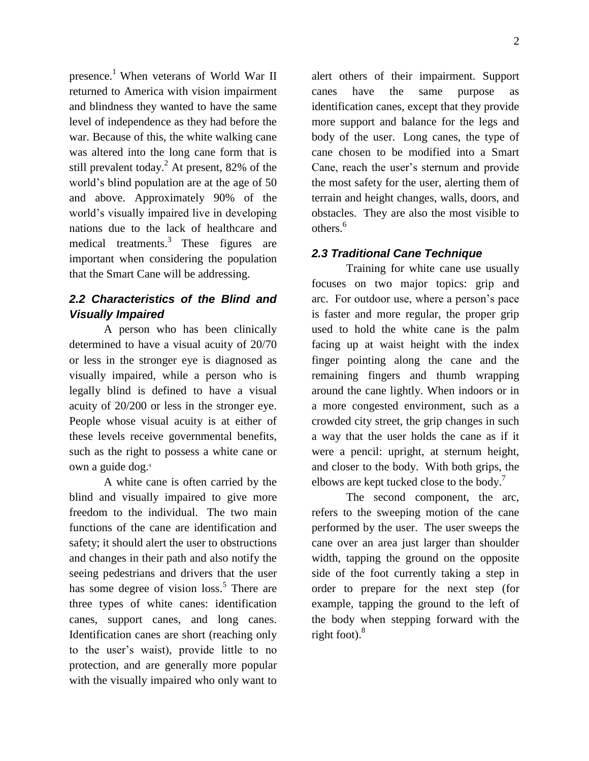presence.[1] When veterans of World War II returned to America with vision impairment and blindness they wanted to have the same level of independence as they had before the war. Because of this, the white walking cane was altered into the long cane form that is still prevalent today.[2] At present, 82% of the world's blind population are at the age of 50 and above. Approximately 90% of the world's visually impaired live in developing nations due to the lack of healthcare and medical treatments.[3] These figures are important when considering the population that the Smart Cane will be addressing.

### *2.2 Characteristics of the Blind and Visually Impaired*

A person who has been clinically determined to have a visual acuity of 20/70 or less in the stronger eye is diagnosed as visually impaired, while a person who is legally blind is defined to have a visual acuity of 20/200 or less in the stronger eye. People whose visual acuity is at either of these levels receive governmental benefits, such as the right to possess a white cane or own a guide dog.[4]

A white cane is often carried by the blind and visually impaired to give more freedom to the individual. The two main functions of the cane are identification and safety; it should alert the user to obstructions and changes in their path and also notify the seeing pedestrians and drivers that the user has some degree of vision loss.[5] There are three types of white canes: identification canes, support canes, and long canes. Identification canes are short (reaching only to the user's waist), provide little to no protection, and are generally more popular with the visually impaired who only want to alert others of their impairment. Support canes have the same purpose as identification canes, except that they provide more support and balance for the legs and body of the user. Long canes, the type of cane chosen to be modified into a Smart Cane, reach the user's sternum and provide the most safety for the user, alerting them of terrain and height changes, walls, doors, and obstacles. They are also the most visible to others.[6]

### *2.3 Traditional Cane Technique*

Training for white cane use usually focuses on two major topics: grip and arc. For outdoor use, where a person's pace is faster and more regular, the proper grip used to hold the white cane is the palm facing up at waist height with the index finger pointing along the cane and the remaining fingers and thumb wrapping around the cane lightly. When indoors or in a more congested environment, such as a crowded city street, the grip changes in such a way that the user holds the cane as if it were a pencil: upright, at sternum height, and closer to the body. With both grips, the elbows are kept tucked close to the body.[7]

The second component, the arc, refers to the sweeping motion of the cane performed by the user. The user sweeps the cane over an area just larger than shoulder width, tapping the ground on the opposite side of the foot currently taking a step in order to prepare for the next step (for example, tapping the ground to the left of the body when stepping forward with the right foot).[8]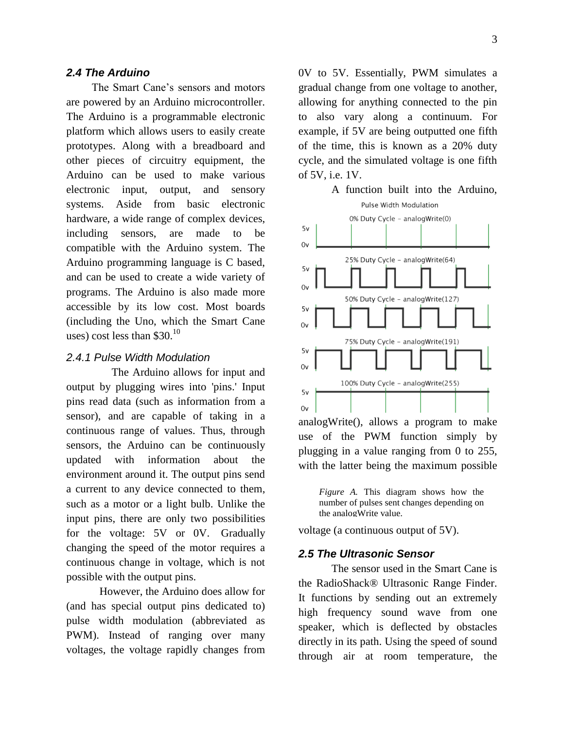### 2.4 The Arduino

The Smart Cane's sensors and motors are powered by an Arduino microcontroller. The Arduino is a programmable electronic platform which allows users to easily create prototypes. Along with a breadboard and other pieces of circuitry equipment, the Arduino can be used to make various electronic input, output, and sensory systems. Aside from basic electronic hardware, a wide range of complex devices, including sensors, are made to be compatible with the Arduino system. The Arduino programming language is C based, and can be used to create a wide variety of programs. The Arduino is also made more accessible by its low cost. Most boards (including the Uno, which the Smart Cane uses) cost less than $30.[10]

#### 2.4.1 Pulse Width Modulation

The Arduino allows for input and output by plugging wires into 'pins.' Input pins read data (such as information from a sensor), and are capable of taking in a continuous range of values. Thus, through sensors, the Arduino can be continuously updated with information about the environment around it. The output pins send a current to any device connected to them, such as a motor or a light bulb. Unlike the input pins, there are only two possibilities for the voltage: 5V or 0V. Gradually changing the speed of the motor requires a continuous change in voltage, which is not possible with the output pins.

However, the Arduino does allow for (and has special output pins dedicated to) pulse width modulation (abbreviated as PWM). Instead of ranging over many voltages, the voltage rapidly changes from 0V to 5V. Essentially, PWM simulates a gradual change from one voltage to another, allowing for anything connected to the pin to also vary along a continuum. For example, if 5V are being outputted one fifth of the time, this is known as a 20% duty cycle, and the simulated voltage is one fifth of 5V, i.e. 1V.

A function built into the Arduino, analogWrite(), allows a program to make use of the PWM function simply by plugging in a value ranging from 0 to 255, with the latter being the maximum possible voltage (a continuous output of 5V).

Pulse Width Modulation

0% Duty Cycle - analogWrite(0)

25% Duty Cycle - analogWrite(64)

50% Duty Cycle - analogWrite(127)

75% Duty Cycle - analogWrite(191)

100% Duty Cycle - analogWrite(255)

*Figure A.* This diagram shows how the number of pulses sent changes depending on the analogWrite value.

### 2.5 The Ultrasonic Sensor

The sensor used in the Smart Cane is the RadioShack® Ultrasonic Range Finder. It functions by sending out an extremely high frequency sound wave from one speaker, which is deflected by obstacles directly in its path. Using the speed of sound through air at room temperature, the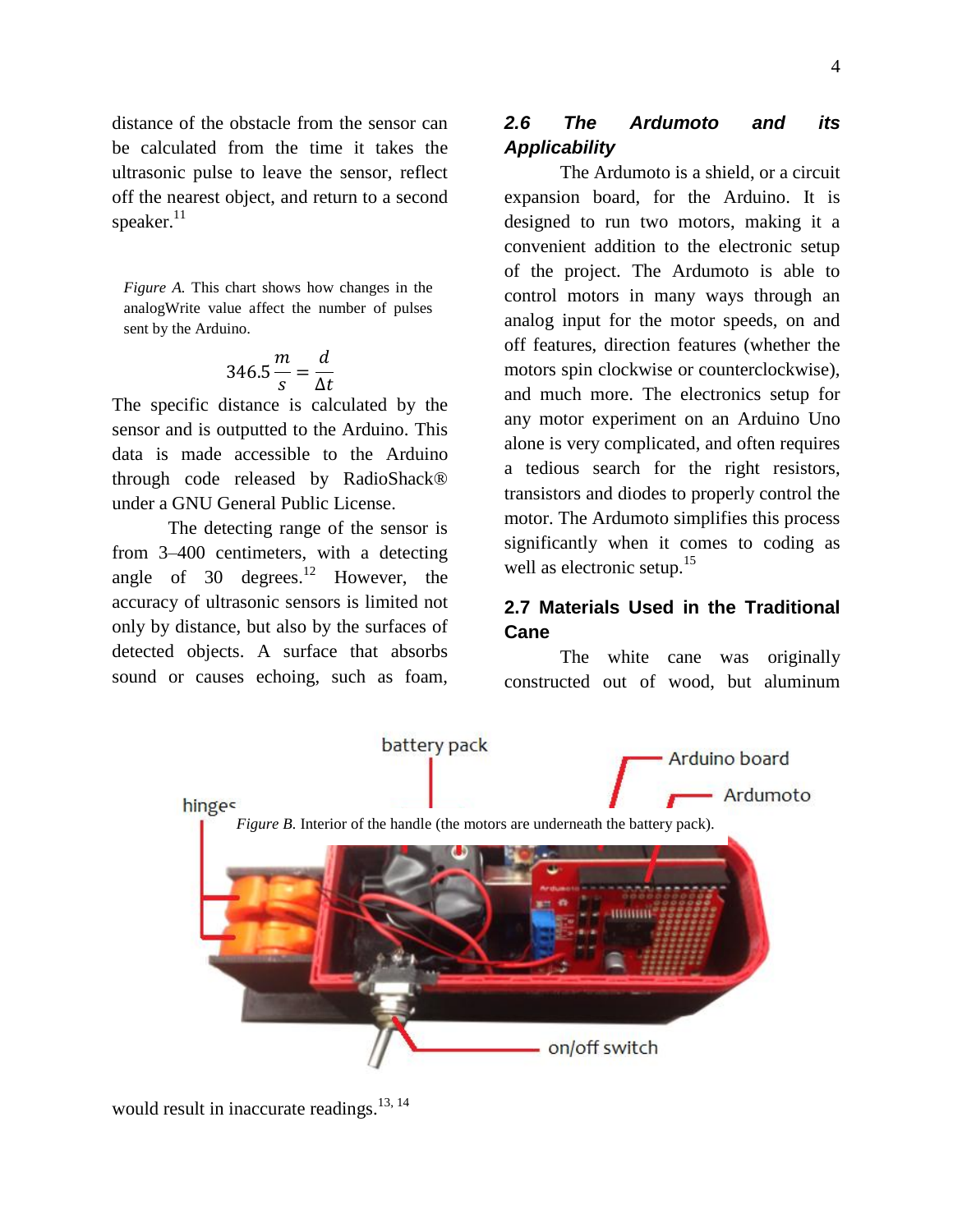distance of the obstacle from the sensor can be calculated from the time it takes the ultrasonic pulse to leave the sensor, reflect off the nearest object, and return to a second speaker.[11]

*Figure A.* This chart shows how changes in the analogWrite value affect the number of pulses sent by the Arduino.

$$346.5\frac{m}{s} = \frac{d}{\Delta t}$$

The specific distance is calculated by the sensor and is outputted to the Arduino. This data is made accessible to the Arduino through code released by RadioShack® under a GNU General Public License.

The detecting range of the sensor is from 3–400 centimeters, with a detecting angle of 30 degrees.[12] However, the accuracy of ultrasonic sensors is limited not only by distance, but also by the surfaces of detected objects. A surface that absorbs sound or causes echoing, such as foam, would result in inaccurate readings.[13, 14]

## *2.6 The Ardumoto and its Applicability*

The Ardumoto is a shield, or a circuit expansion board, for the Arduino. It is designed to run two motors, making it a convenient addition to the electronic setup of the project. The Ardumoto is able to control motors in many ways through an analog input for the motor speeds, on and off features, direction features (whether the motors spin clockwise or counterclockwise), and much more. The electronics setup for any motor experiment on an Arduino Uno alone is very complicated, and often requires a tedious search for the right resistors, transistors and diodes to properly control the motor. The Ardumoto simplifies this process significantly when it comes to coding as well as electronic setup.[15]

## 2.7 Materials Used in the Traditional Cane

The white cane was originally constructed out of wood, but aluminum

battery pack

Arduino board

Ardumoto

hinges

*Figure B.* Interior of the handle (the motors are underneath the battery pack).

on/off switch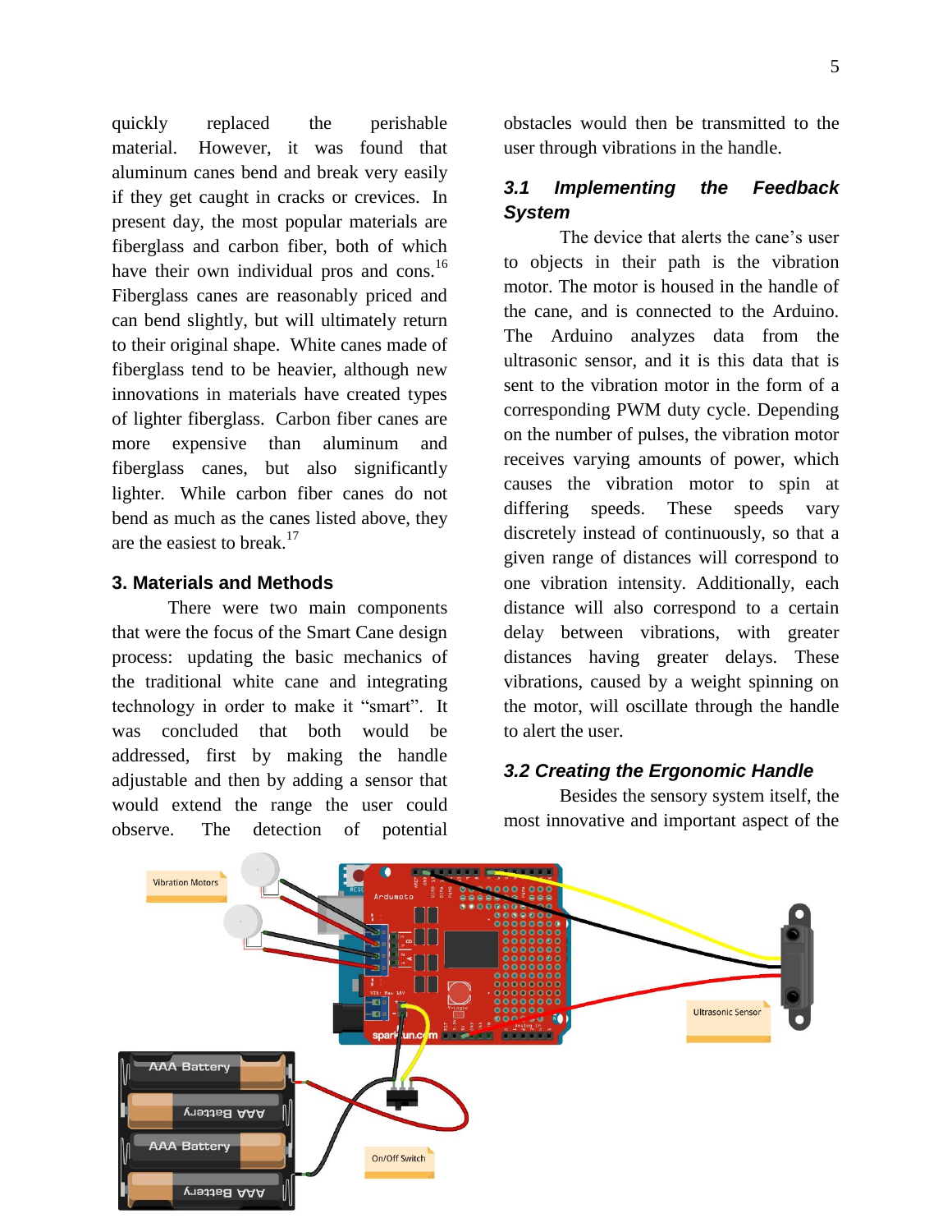quickly replaced the perishable material. However, it was found that aluminum canes bend and break very easily if they get caught in cracks or crevices. In present day, the most popular materials are fiberglass and carbon fiber, both of which have their own individual pros and cons.[16] Fiberglass canes are reasonably priced and can bend slightly, but will ultimately return to their original shape. White canes made of fiberglass tend to be heavier, although new innovations in materials have created types of lighter fiberglass. Carbon fiber canes are more expensive than aluminum and fiberglass canes, but also significantly lighter. While carbon fiber canes do not bend as much as the canes listed above, they are the easiest to break.[17]

## 3. Materials and Methods

There were two main components that were the focus of the Smart Cane design process: updating the basic mechanics of the traditional white cane and integrating technology in order to make it "smart". It was concluded that both would be addressed, first by making the handle adjustable and then by adding a sensor that would extend the range the user could observe. The detection of potential obstacles would then be transmitted to the user through vibrations in the handle.

### *3.1 Implementing the Feedback System*

The device that alerts the cane's user to objects in their path is the vibration motor. The motor is housed in the handle of the cane, and is connected to the Arduino. The Arduino analyzes data from the ultrasonic sensor, and it is this data that is sent to the vibration motor in the form of a corresponding PWM duty cycle. Depending on the number of pulses, the vibration motor receives varying amounts of power, which causes the vibration motor to spin at differing speeds. These speeds vary discretely instead of continuously, so that a given range of distances will correspond to one vibration intensity. Additionally, each distance will also correspond to a certain delay between vibrations, with greater distances having greater delays. These vibrations, caused by a weight spinning on the motor, will oscillate through the handle to alert the user.

### *3.2 Creating the Ergonomic Handle*

Besides the sensory system itself, the most innovative and important aspect of the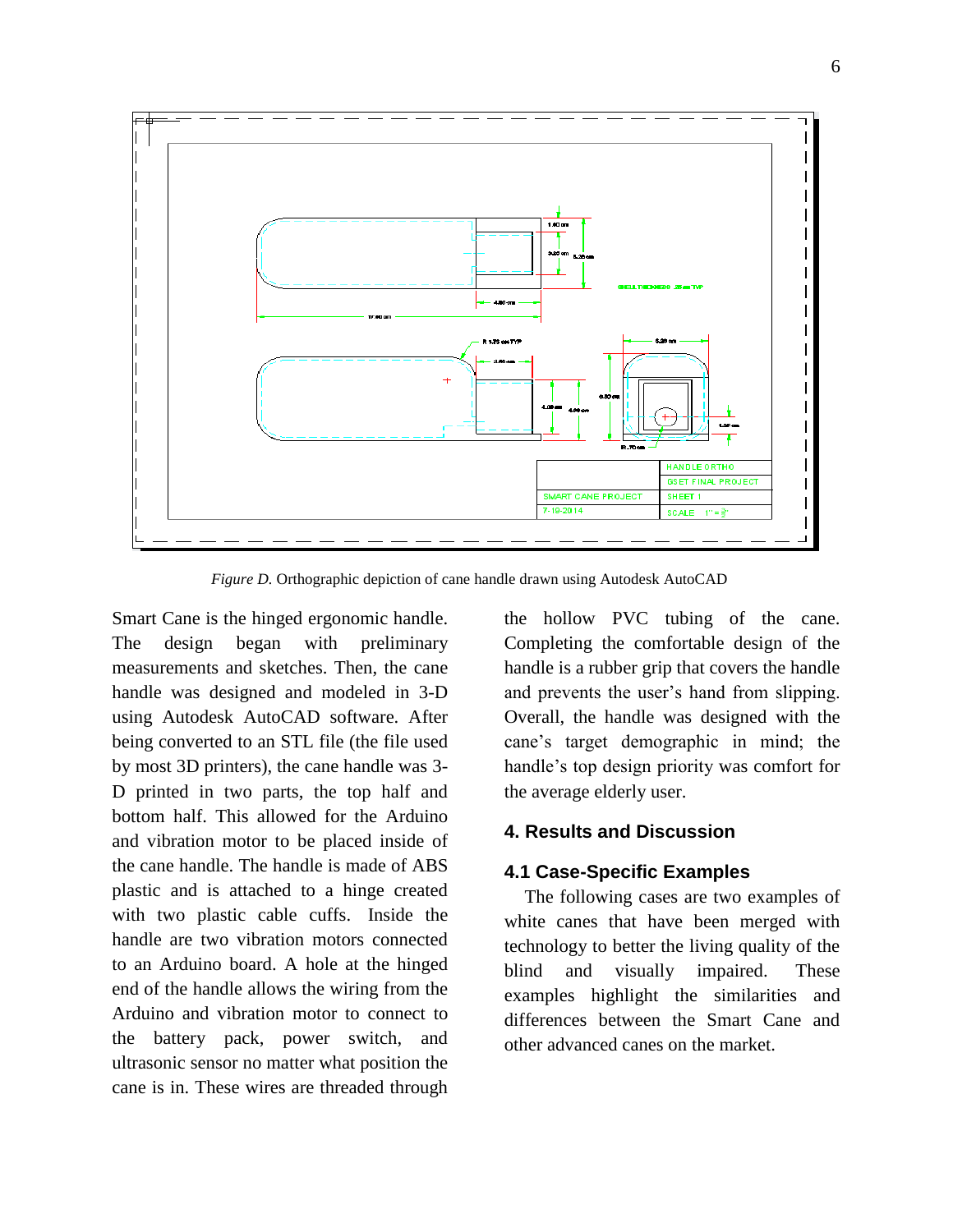*Figure D.* Orthographic depiction of cane handle drawn using Autodesk AutoCAD

Smart Cane is the hinged ergonomic handle. The design began with preliminary measurements and sketches. Then, the cane handle was designed and modeled in 3-D using Autodesk AutoCAD software. After being converted to an STL file (the file used by most 3D printers), the cane handle was 3-D printed in two parts, the top half and bottom half. This allowed for the Arduino and vibration motor to be placed inside of the cane handle. The handle is made of ABS plastic and is attached to a hinge created with two plastic cable cuffs. Inside the handle are two vibration motors connected to an Arduino board. A hole at the hinged end of the handle allows the wiring from the Arduino and vibration motor to connect to the battery pack, power switch, and ultrasonic sensor no matter what position the cane is in. These wires are threaded through the hollow PVC tubing of the cane. Completing the comfortable design of the handle is a rubber grip that covers the handle and prevents the user's hand from slipping. Overall, the handle was designed with the cane's target demographic in mind; the handle's top design priority was comfort for the average elderly user.

## 4. Results and Discussion

### 4.1 Case-Specific Examples

The following cases are two examples of white canes that have been merged with technology to better the living quality of the blind and visually impaired. These examples highlight the similarities and differences between the Smart Cane and other advanced canes on the market.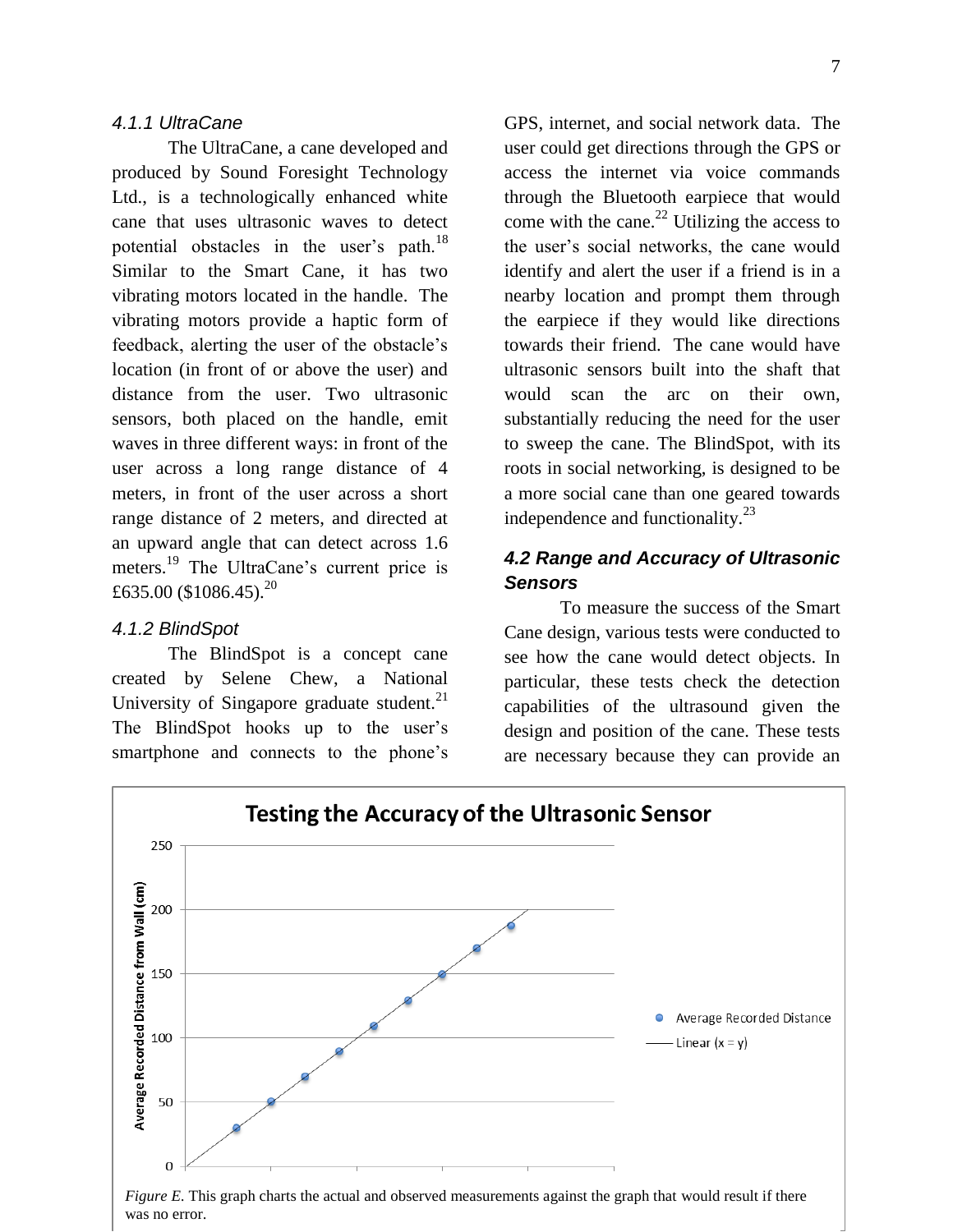#### *4.1.1 UltraCane*

The UltraCane, a cane developed and produced by Sound Foresight Technology Ltd., is a technologically enhanced white cane that uses ultrasonic waves to detect potential obstacles in the user's path.[18] Similar to the Smart Cane, it has two vibrating motors located in the handle. The vibrating motors provide a haptic form of feedback, alerting the user of the obstacle's location (in front of or above the user) and distance from the user. Two ultrasonic sensors, both placed on the handle, emit waves in three different ways: in front of the user across a long range distance of 4 meters, in front of the user across a short range distance of 2 meters, and directed at an upward angle that can detect across 1.6 meters.[19] The UltraCane's current price is £635.00 ($1086.45).[20]

#### *4.1.2 BlindSpot*

The BlindSpot is a concept cane created by Selene Chew, a National University of Singapore graduate student.[21] The BlindSpot hooks up to the user's smartphone and connects to the phone's GPS, internet, and social network data. The user could get directions through the GPS or access the internet via voice commands through the Bluetooth earpiece that would come with the cane.[22] Utilizing the access to the user's social networks, the cane would identify and alert the user if a friend is in a nearby location and prompt them through the earpiece if they would like directions towards their friend. The cane would have ultrasonic sensors built into the shaft that would scan the arc on their own, substantially reducing the need for the user to sweep the cane. The BlindSpot, with its roots in social networking, is designed to be a more social cane than one geared towards independence and functionality.[23]

### *4.2 Range and Accuracy of Ultrasonic Sensors*

To measure the success of the Smart Cane design, various tests were conducted to see how the cane would detect objects. In particular, these tests check the detection capabilities of the ultrasound given the design and position of the cane. These tests are necessary because they can provide an

*Figure E.* This graph charts the actual and observed measurements against the graph that would result if there was no error.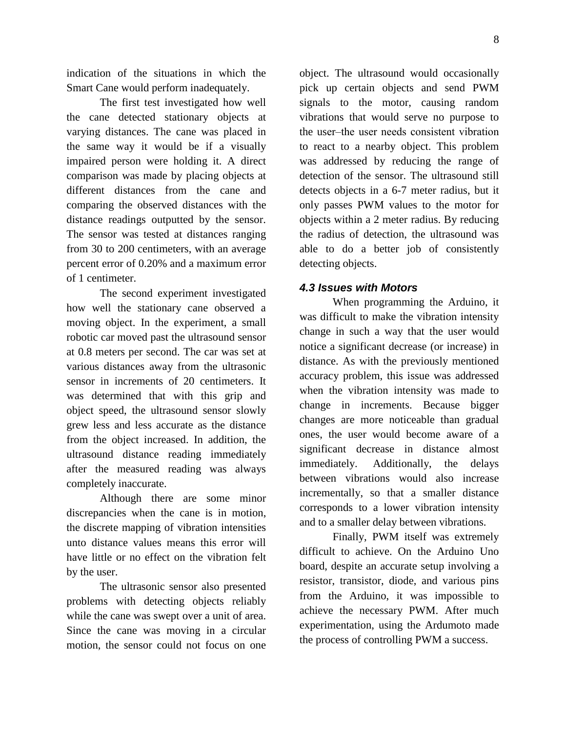indication of the situations in which the Smart Cane would perform inadequately.

The first test investigated how well the cane detected stationary objects at varying distances. The cane was placed in the same way it would be if a visually impaired person were holding it. A direct comparison was made by placing objects at different distances from the cane and comparing the observed distances with the distance readings outputted by the sensor. The sensor was tested at distances ranging from 30 to 200 centimeters, with an average percent error of 0.20% and a maximum error of 1 centimeter.

The second experiment investigated how well the stationary cane observed a moving object. In the experiment, a small robotic car moved past the ultrasound sensor at 0.8 meters per second. The car was set at various distances away from the ultrasonic sensor in increments of 20 centimeters. It was determined that with this grip and object speed, the ultrasound sensor slowly grew less and less accurate as the distance from the object increased. In addition, the ultrasound distance reading immediately after the measured reading was always completely inaccurate.

Although there are some minor discrepancies when the cane is in motion, the discrete mapping of vibration intensities unto distance values means this error will have little or no effect on the vibration felt by the user.

The ultrasonic sensor also presented problems with detecting objects reliably while the cane was swept over a unit of area. Since the cane was moving in a circular motion, the sensor could not focus on one object. The ultrasound would occasionally pick up certain objects and send PWM signals to the motor, causing random vibrations that would serve no purpose to the user–the user needs consistent vibration to react to a nearby object. This problem was addressed by reducing the range of detection of the sensor. The ultrasound still detects objects in a 6-7 meter radius, but it only passes PWM values to the motor for objects within a 2 meter radius. By reducing the radius of detection, the ultrasound was able to do a better job of consistently detecting objects.

### *4.3 Issues with Motors*

When programming the Arduino, it was difficult to make the vibration intensity change in such a way that the user would notice a significant decrease (or increase) in distance. As with the previously mentioned accuracy problem, this issue was addressed when the vibration intensity was made to change in increments. Because bigger changes are more noticeable than gradual ones, the user would become aware of a significant decrease in distance almost immediately. Additionally, the delays between vibrations would also increase incrementally, so that a smaller distance corresponds to a lower vibration intensity and to a smaller delay between vibrations.

Finally, PWM itself was extremely difficult to achieve. On the Arduino Uno board, despite an accurate setup involving a resistor, transistor, diode, and various pins from the Arduino, it was impossible to achieve the necessary PWM. After much experimentation, using the Ardumoto made the process of controlling PWM a success.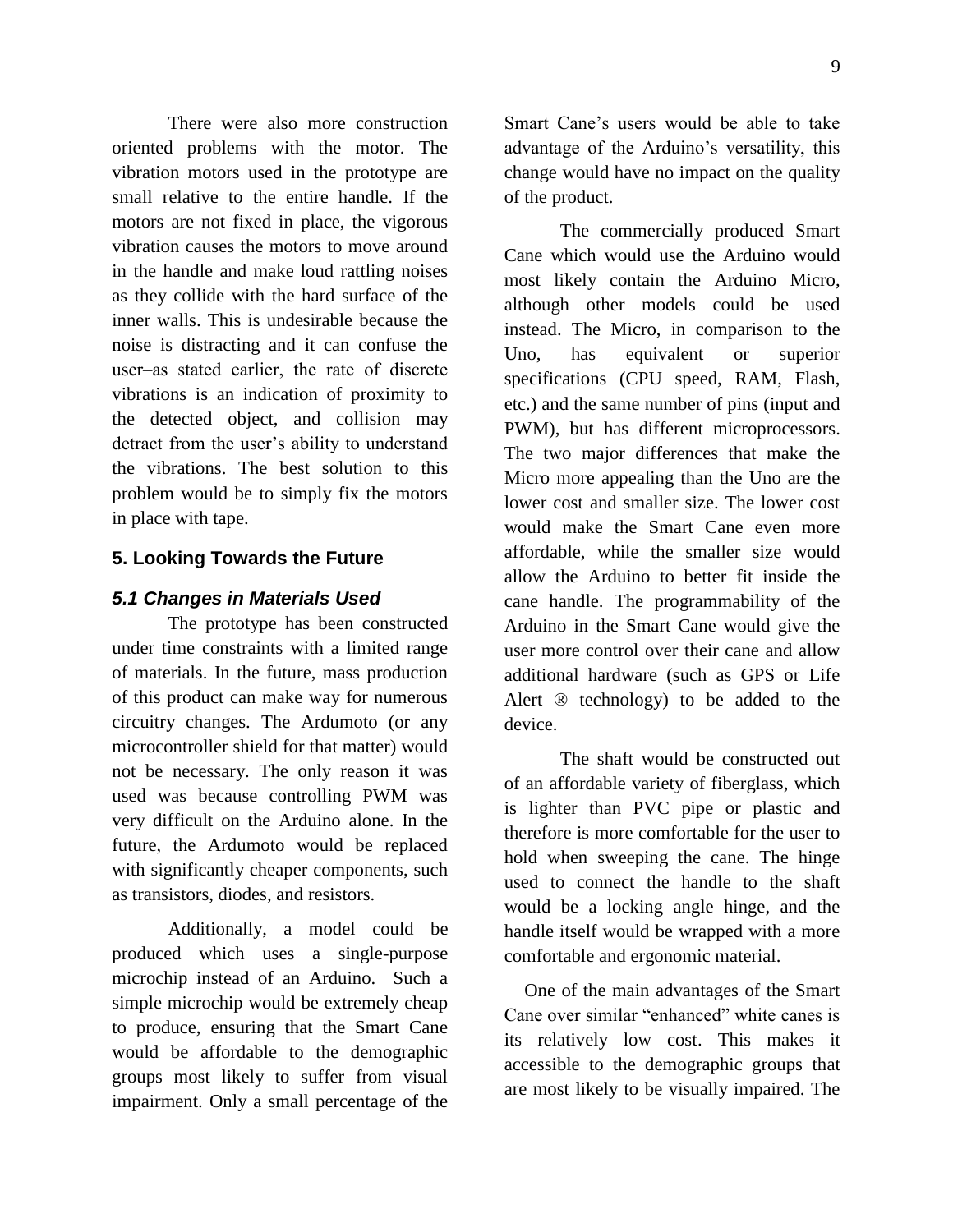There were also more construction oriented problems with the motor. The vibration motors used in the prototype are small relative to the entire handle. If the motors are not fixed in place, the vigorous vibration causes the motors to move around in the handle and make loud rattling noises as they collide with the hard surface of the inner walls. This is undesirable because the noise is distracting and it can confuse the user–as stated earlier, the rate of discrete vibrations is an indication of proximity to the detected object, and collision may detract from the user's ability to understand the vibrations. The best solution to this problem would be to simply fix the motors in place with tape.

## 5. Looking Towards the Future

### *5.1 Changes in Materials Used*

The prototype has been constructed under time constraints with a limited range of materials. In the future, mass production of this product can make way for numerous circuitry changes. The Ardumoto (or any microcontroller shield for that matter) would not be necessary. The only reason it was used was because controlling PWM was very difficult on the Arduino alone. In the future, the Ardumoto would be replaced with significantly cheaper components, such as transistors, diodes, and resistors.

Additionally, a model could be produced which uses a single-purpose microchip instead of an Arduino. Such a simple microchip would be extremely cheap to produce, ensuring that the Smart Cane would be affordable to the demographic groups most likely to suffer from visual impairment. Only a small percentage of the Smart Cane's users would be able to take advantage of the Arduino's versatility, this change would have no impact on the quality of the product.

The commercially produced Smart Cane which would use the Arduino would most likely contain the Arduino Micro, although other models could be used instead. The Micro, in comparison to the Uno, has equivalent or superior specifications (CPU speed, RAM, Flash, etc.) and the same number of pins (input and PWM), but has different microprocessors. The two major differences that make the Micro more appealing than the Uno are the lower cost and smaller size. The lower cost would make the Smart Cane even more affordable, while the smaller size would allow the Arduino to better fit inside the cane handle. The programmability of the Arduino in the Smart Cane would give the user more control over their cane and allow additional hardware (such as GPS or Life Alert ® technology) to be added to the device.

The shaft would be constructed out of an affordable variety of fiberglass, which is lighter than PVC pipe or plastic and therefore is more comfortable for the user to hold when sweeping the cane. The hinge used to connect the handle to the shaft would be a locking angle hinge, and the handle itself would be wrapped with a more comfortable and ergonomic material.

One of the main advantages of the Smart Cane over similar "enhanced" white canes is its relatively low cost. This makes it accessible to the demographic groups that are most likely to be visually impaired. The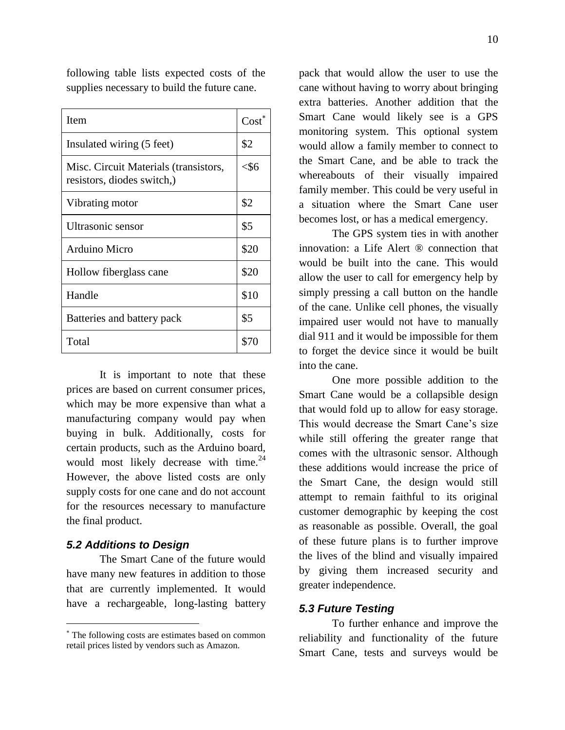following table lists expected costs of the supplies necessary to build the future cane.

| Item | Cost* |
|---|---|
| Insulated wiring (5 feet) | $2 |
| Misc. Circuit Materials (transistors, resistors, diodes switch,) | <$6 |
| Vibrating motor | $2 |
| Ultrasonic sensor | $5 |
| Arduino Micro | $20 |
| Hollow fiberglass cane | $20 |
| Handle | $10 |
| Batteries and battery pack | $5 |
| Total | $70 |

It is important to note that these prices are based on current consumer prices, which may be more expensive than what a manufacturing company would pay when buying in bulk. Additionally, costs for certain products, such as the Arduino board, would most likely decrease with time.[24] However, the above listed costs are only supply costs for one cane and do not account for the resources necessary to manufacture the final product.

### *5.2 Additions to Design*

The Smart Cane of the future would have many new features in addition to those that are currently implemented. It would have a rechargeable, long-lasting battery pack that would allow the user to use the cane without having to worry about bringing extra batteries. Another addition that the Smart Cane would likely see is a GPS monitoring system. This optional system would allow a family member to connect to the Smart Cane, and be able to track the whereabouts of their visually impaired family member. This could be very useful in a situation where the Smart Cane user becomes lost, or has a medical emergency.

The GPS system ties in with another innovation: a Life Alert ® connection that would be built into the cane. This would allow the user to call for emergency help by simply pressing a call button on the handle of the cane. Unlike cell phones, the visually impaired user would not have to manually dial 911 and it would be impossible for them to forget the device since it would be built into the cane.

One more possible addition to the Smart Cane would be a collapsible design that would fold up to allow for easy storage. This would decrease the Smart Cane's size while still offering the greater range that comes with the ultrasonic sensor. Although these additions would increase the price of the Smart Cane, the design would still attempt to remain faithful to its original customer demographic by keeping the cost as reasonable as possible. Overall, the goal of these future plans is to further improve the lives of the blind and visually impaired by giving them increased security and greater independence.

### *5.3 Future Testing*

To further enhance and improve the reliability and functionality of the future Smart Cane, tests and surveys would be

---

* The following costs are estimates based on common retail prices listed by vendors such as Amazon.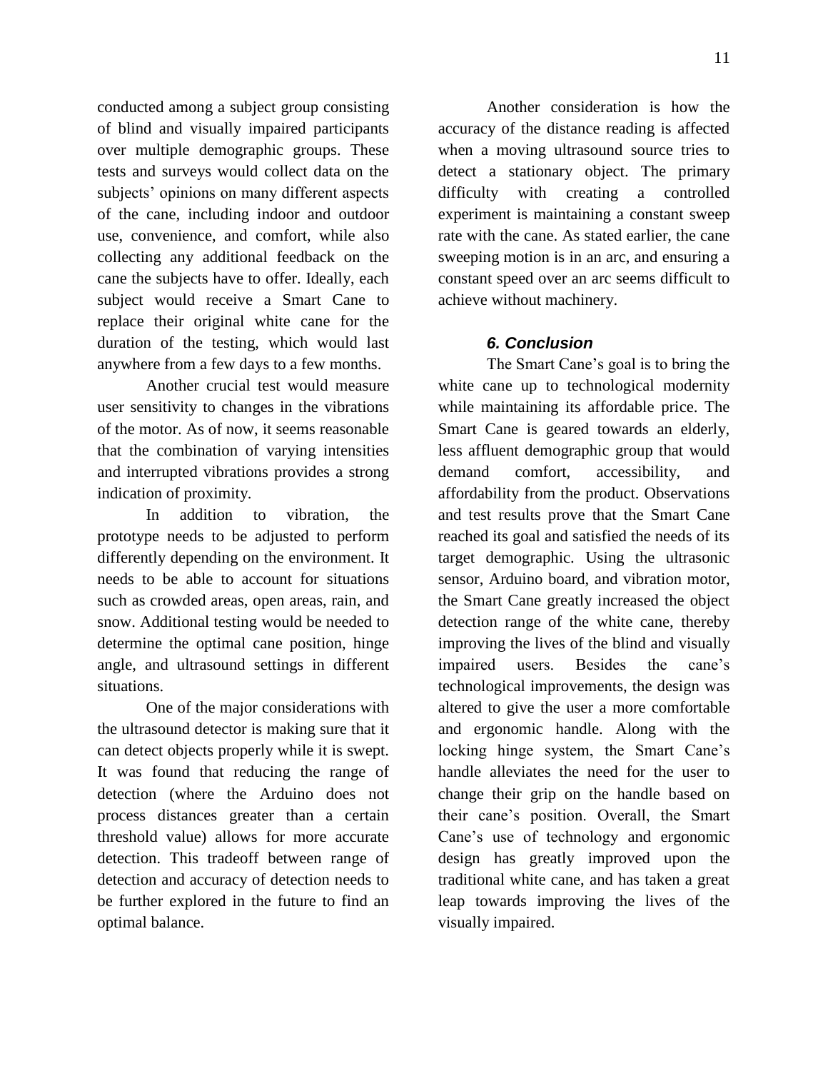conducted among a subject group consisting of blind and visually impaired participants over multiple demographic groups. These tests and surveys would collect data on the subjects' opinions on many different aspects of the cane, including indoor and outdoor use, convenience, and comfort, while also collecting any additional feedback on the cane the subjects have to offer. Ideally, each subject would receive a Smart Cane to replace their original white cane for the duration of the testing, which would last anywhere from a few days to a few months.

Another crucial test would measure user sensitivity to changes in the vibrations of the motor. As of now, it seems reasonable that the combination of varying intensities and interrupted vibrations provides a strong indication of proximity.

In addition to vibration, the prototype needs to be adjusted to perform differently depending on the environment. It needs to be able to account for situations such as crowded areas, open areas, rain, and snow. Additional testing would be needed to determine the optimal cane position, hinge angle, and ultrasound settings in different situations.

One of the major considerations with the ultrasound detector is making sure that it can detect objects properly while it is swept. It was found that reducing the range of detection (where the Arduino does not process distances greater than a certain threshold value) allows for more accurate detection. This tradeoff between range of detection and accuracy of detection needs to be further explored in the future to find an optimal balance.

Another consideration is how the accuracy of the distance reading is affected when a moving ultrasound source tries to detect a stationary object. The primary difficulty with creating a controlled experiment is maintaining a constant sweep rate with the cane. As stated earlier, the cane sweeping motion is in an arc, and ensuring a constant speed over an arc seems difficult to achieve without machinery.

### *6. Conclusion*

The Smart Cane's goal is to bring the white cane up to technological modernity while maintaining its affordable price. The Smart Cane is geared towards an elderly, less affluent demographic group that would demand comfort, accessibility, and affordability from the product. Observations and test results prove that the Smart Cane reached its goal and satisfied the needs of its target demographic. Using the ultrasonic sensor, Arduino board, and vibration motor, the Smart Cane greatly increased the object detection range of the white cane, thereby improving the lives of the blind and visually impaired users. Besides the cane's technological improvements, the design was altered to give the user a more comfortable and ergonomic handle. Along with the locking hinge system, the Smart Cane's handle alleviates the need for the user to change their grip on the handle based on their cane's position. Overall, the Smart Cane's use of technology and ergonomic design has greatly improved upon the traditional white cane, and has taken a great leap towards improving the lives of the visually impaired.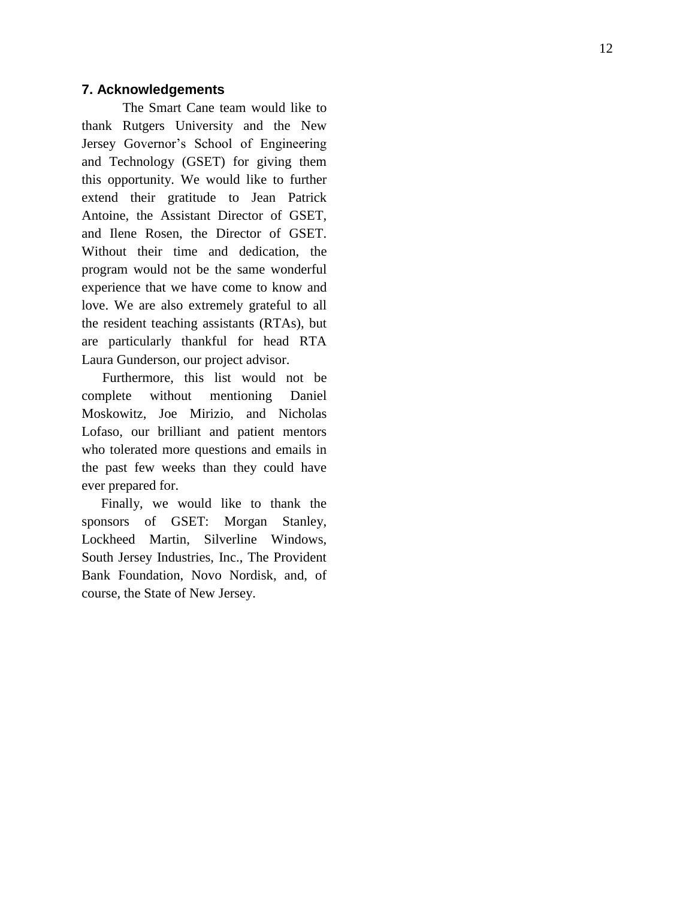## 7. Acknowledgements

The Smart Cane team would like to thank Rutgers University and the New Jersey Governor's School of Engineering and Technology (GSET) for giving them this opportunity. We would like to further extend their gratitude to Jean Patrick Antoine, the Assistant Director of GSET, and Ilene Rosen, the Director of GSET. Without their time and dedication, the program would not be the same wonderful experience that we have come to know and love. We are also extremely grateful to all the resident teaching assistants (RTAs), but are particularly thankful for head RTA Laura Gunderson, our project advisor.

Furthermore, this list would not be complete without mentioning Daniel Moskowitz, Joe Mirizio, and Nicholas Lofaso, our brilliant and patient mentors who tolerated more questions and emails in the past few weeks than they could have ever prepared for.

Finally, we would like to thank the sponsors of GSET: Morgan Stanley, Lockheed Martin, Silverline Windows, South Jersey Industries, Inc., The Provident Bank Foundation, Novo Nordisk, and, of course, the State of New Jersey.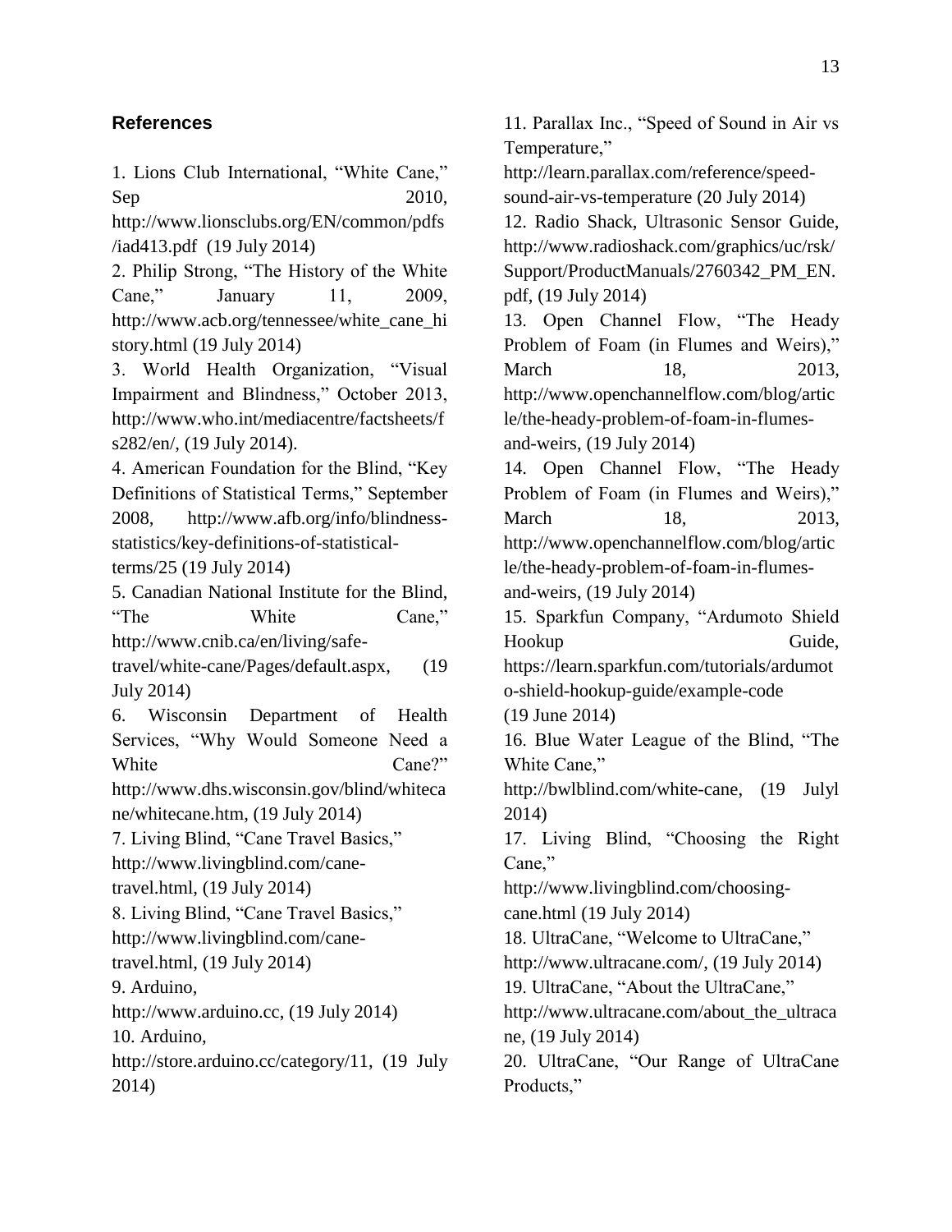## References

1. Lions Club International, "White Cane," Sep 2010, http://www.lionsclubs.org/EN/common/pdfs/iad413.pdf (19 July 2014)
2. Philip Strong, "The History of the White Cane," January 11, 2009, http://www.acb.org/tennessee/white_cane_history.html (19 July 2014)
3. World Health Organization, "Visual Impairment and Blindness," October 2013, http://www.who.int/mediacentre/factsheets/fs282/en/, (19 July 2014).
4. American Foundation for the Blind, "Key Definitions of Statistical Terms," September 2008, http://www.afb.org/info/blindness-statistics/key-definitions-of-statistical-terms/25 (19 July 2014)
5. Canadian National Institute for the Blind, "The White Cane," http://www.cnib.ca/en/living/safe-travel/white-cane/Pages/default.aspx, (19 July 2014)
6. Wisconsin Department of Health Services, "Why Would Someone Need a White Cane?" http://www.dhs.wisconsin.gov/blind/whitecane/whitecane.htm, (19 July 2014)
7. Living Blind, "Cane Travel Basics," http://www.livingblind.com/cane-travel.html, (19 July 2014)
8. Living Blind, "Cane Travel Basics," http://www.livingblind.com/cane-travel.html, (19 July 2014)
9. Arduino, http://www.arduino.cc, (19 July 2014)
10. Arduino, http://store.arduino.cc/category/11, (19 July 2014)
11. Parallax Inc., "Speed of Sound in Air vs Temperature," http://learn.parallax.com/reference/speed-sound-air-vs-temperature (20 July 2014)
12. Radio Shack, Ultrasonic Sensor Guide, http://www.radioshack.com/graphics/uc/rsk/Support/ProductManuals/2760342_PM_EN.pdf, (19 July 2014)
13. Open Channel Flow, "The Heady Problem of Foam (in Flumes and Weirs)," March 18, 2013, http://www.openchannelflow.com/blog/article/the-heady-problem-of-foam-in-flumes-and-weirs, (19 July 2014)
14. Open Channel Flow, "The Heady Problem of Foam (in Flumes and Weirs)," March 18, 2013, http://www.openchannelflow.com/blog/article/the-heady-problem-of-foam-in-flumes-and-weirs, (19 July 2014)
15. Sparkfun Company, "Ardumoto Shield Hookup Guide, https://learn.sparkfun.com/tutorials/ardumoto-shield-hookup-guide/example-code (19 June 2014)
16. Blue Water League of the Blind, "The White Cane," http://bwlblind.com/white-cane, (19 Julyl 2014)
17. Living Blind, "Choosing the Right Cane," http://www.livingblind.com/choosing-cane.html (19 July 2014)
18. UltraCane, "Welcome to UltraCane," http://www.ultracane.com/, (19 July 2014)
19. UltraCane, "About the UltraCane," http://www.ultracane.com/about_the_ultracane, (19 July 2014)
20. UltraCane, "Our Range of UltraCane Products,"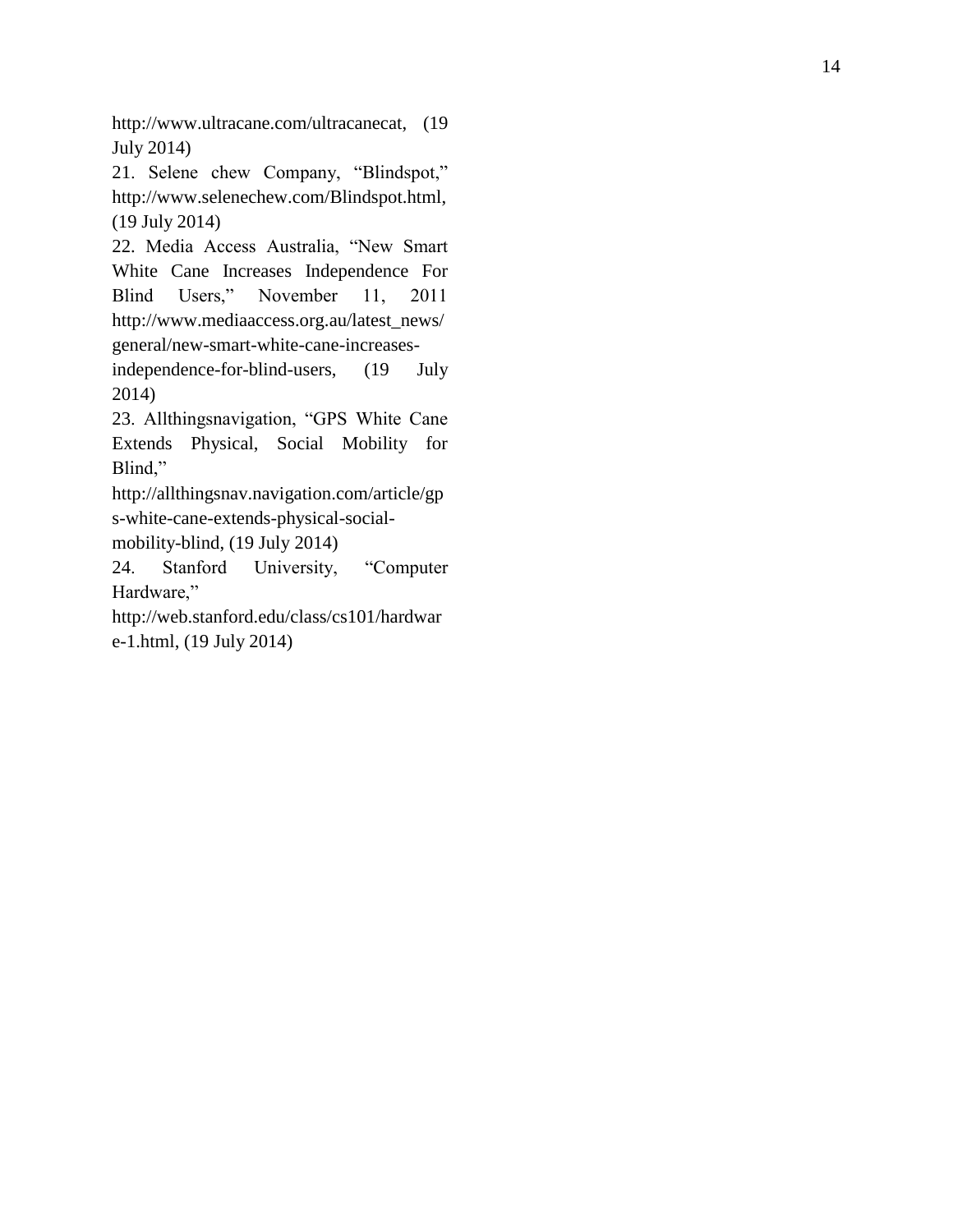http://www.ultracane.com/ultracanecat, (19 July 2014)

21. Selene chew Company, "Blindspot," http://www.selenechew.com/Blindspot.html, (19 July 2014)

22. Media Access Australia, "New Smart White Cane Increases Independence For Blind Users," November 11, 2011 http://www.mediaaccess.org.au/latest_news/general/new-smart-white-cane-increases-independence-for-blind-users, (19 July 2014)

23. Allthingsnavigation, "GPS White Cane Extends Physical, Social Mobility for Blind," http://allthingsnav.navigation.com/article/gps-white-cane-extends-physical-social-mobility-blind, (19 July 2014)

24. Stanford University, "Computer Hardware," http://web.stanford.edu/class/cs101/hardware-1.html, (19 July 2014)